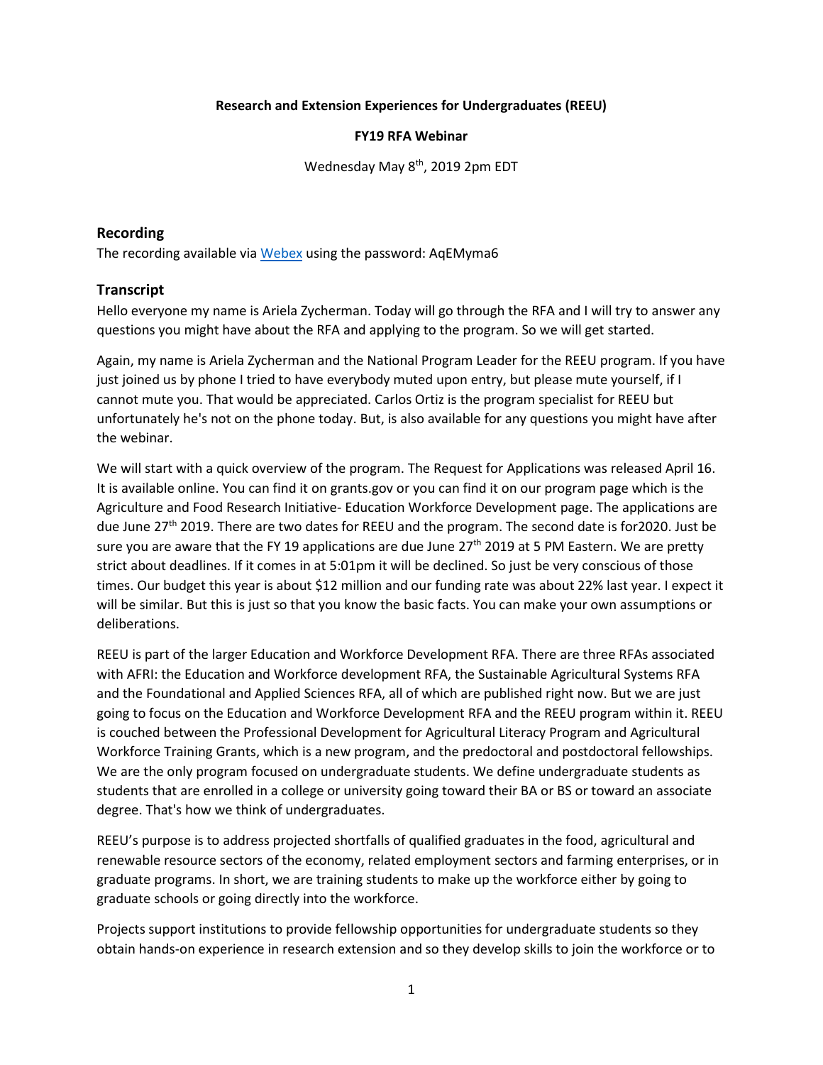**Research and Extension Experiences for Undergraduates (REEU)**

**FY19 RFA Webinar**

Wednesday May 8th, 2019 2pm EDT

## Recording

The recording available via [Webex] using the password: AqEMyma6

## Transcript

Hello everyone my name is Ariela Zycherman. Today will go through the RFA and I will try to answer any questions you might have about the RFA and applying to the program. So we will get started.

Again, my name is Ariela Zycherman and the National Program Leader for the REEU program. If you have just joined us by phone I tried to have everybody muted upon entry, but please mute yourself, if I cannot mute you. That would be appreciated. Carlos Ortiz is the program specialist for REEU but unfortunately he's not on the phone today. But, is also available for any questions you might have after the webinar.

We will start with a quick overview of the program. The Request for Applications was released April 16. It is available online. You can find it on grants.gov or you can find it on our program page which is the Agriculture and Food Research Initiative- Education Workforce Development page. The applications are due June 27th 2019. There are two dates for REEU and the program. The second date is for2020. Just be sure you are aware that the FY 19 applications are due June 27th 2019 at 5 PM Eastern. We are pretty strict about deadlines. If it comes in at 5:01pm it will be declined. So just be very conscious of those times. Our budget this year is about $12 million and our funding rate was about 22% last year. I expect it will be similar. But this is just so that you know the basic facts. You can make your own assumptions or deliberations.

REEU is part of the larger Education and Workforce Development RFA. There are three RFAs associated with AFRI: the Education and Workforce development RFA, the Sustainable Agricultural Systems RFA and the Foundational and Applied Sciences RFA, all of which are published right now. But we are just going to focus on the Education and Workforce Development RFA and the REEU program within it. REEU is couched between the Professional Development for Agricultural Literacy Program and Agricultural Workforce Training Grants, which is a new program, and the predoctoral and postdoctoral fellowships. We are the only program focused on undergraduate students. We define undergraduate students as students that are enrolled in a college or university going toward their BA or BS or toward an associate degree. That's how we think of undergraduates.

REEU's purpose is to address projected shortfalls of qualified graduates in the food, agricultural and renewable resource sectors of the economy, related employment sectors and farming enterprises, or in graduate programs. In short, we are training students to make up the workforce either by going to graduate schools or going directly into the workforce.

Projects support institutions to provide fellowship opportunities for undergraduate students so they obtain hands-on experience in research extension and so they develop skills to join the workforce or to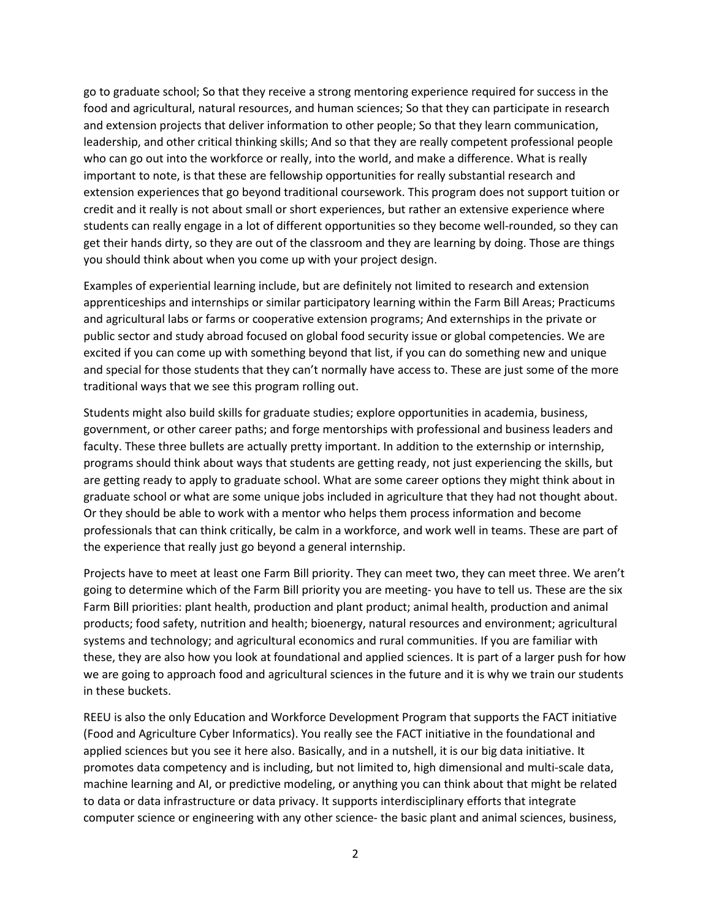go to graduate school; So that they receive a strong mentoring experience required for success in the food and agricultural, natural resources, and human sciences; So that they can participate in research and extension projects that deliver information to other people; So that they learn communication, leadership, and other critical thinking skills; And so that they are really competent professional people who can go out into the workforce or really, into the world, and make a difference. What is really important to note, is that these are fellowship opportunities for really substantial research and extension experiences that go beyond traditional coursework. This program does not support tuition or credit and it really is not about small or short experiences, but rather an extensive experience where students can really engage in a lot of different opportunities so they become well-rounded, so they can get their hands dirty, so they are out of the classroom and they are learning by doing. Those are things you should think about when you come up with your project design.

Examples of experiential learning include, but are definitely not limited to research and extension apprenticeships and internships or similar participatory learning within the Farm Bill Areas; Practicums and agricultural labs or farms or cooperative extension programs; And externships in the private or public sector and study abroad focused on global food security issue or global competencies. We are excited if you can come up with something beyond that list, if you can do something new and unique and special for those students that they can't normally have access to. These are just some of the more traditional ways that we see this program rolling out.

Students might also build skills for graduate studies; explore opportunities in academia, business, government, or other career paths; and forge mentorships with professional and business leaders and faculty. These three bullets are actually pretty important. In addition to the externship or internship, programs should think about ways that students are getting ready, not just experiencing the skills, but are getting ready to apply to graduate school. What are some career options they might think about in graduate school or what are some unique jobs included in agriculture that they had not thought about. Or they should be able to work with a mentor who helps them process information and become professionals that can think critically, be calm in a workforce, and work well in teams. These are part of the experience that really just go beyond a general internship.

Projects have to meet at least one Farm Bill priority. They can meet two, they can meet three. We aren't going to determine which of the Farm Bill priority you are meeting- you have to tell us. These are the six Farm Bill priorities: plant health, production and plant product; animal health, production and animal products; food safety, nutrition and health; bioenergy, natural resources and environment; agricultural systems and technology; and agricultural economics and rural communities. If you are familiar with these, they are also how you look at foundational and applied sciences. It is part of a larger push for how we are going to approach food and agricultural sciences in the future and it is why we train our students in these buckets.

REEU is also the only Education and Workforce Development Program that supports the FACT initiative (Food and Agriculture Cyber Informatics). You really see the FACT initiative in the foundational and applied sciences but you see it here also. Basically, and in a nutshell, it is our big data initiative. It promotes data competency and is including, but not limited to, high dimensional and multi-scale data, machine learning and AI, or predictive modeling, or anything you can think about that might be related to data or data infrastructure or data privacy. It supports interdisciplinary efforts that integrate computer science or engineering with any other science- the basic plant and animal sciences, business,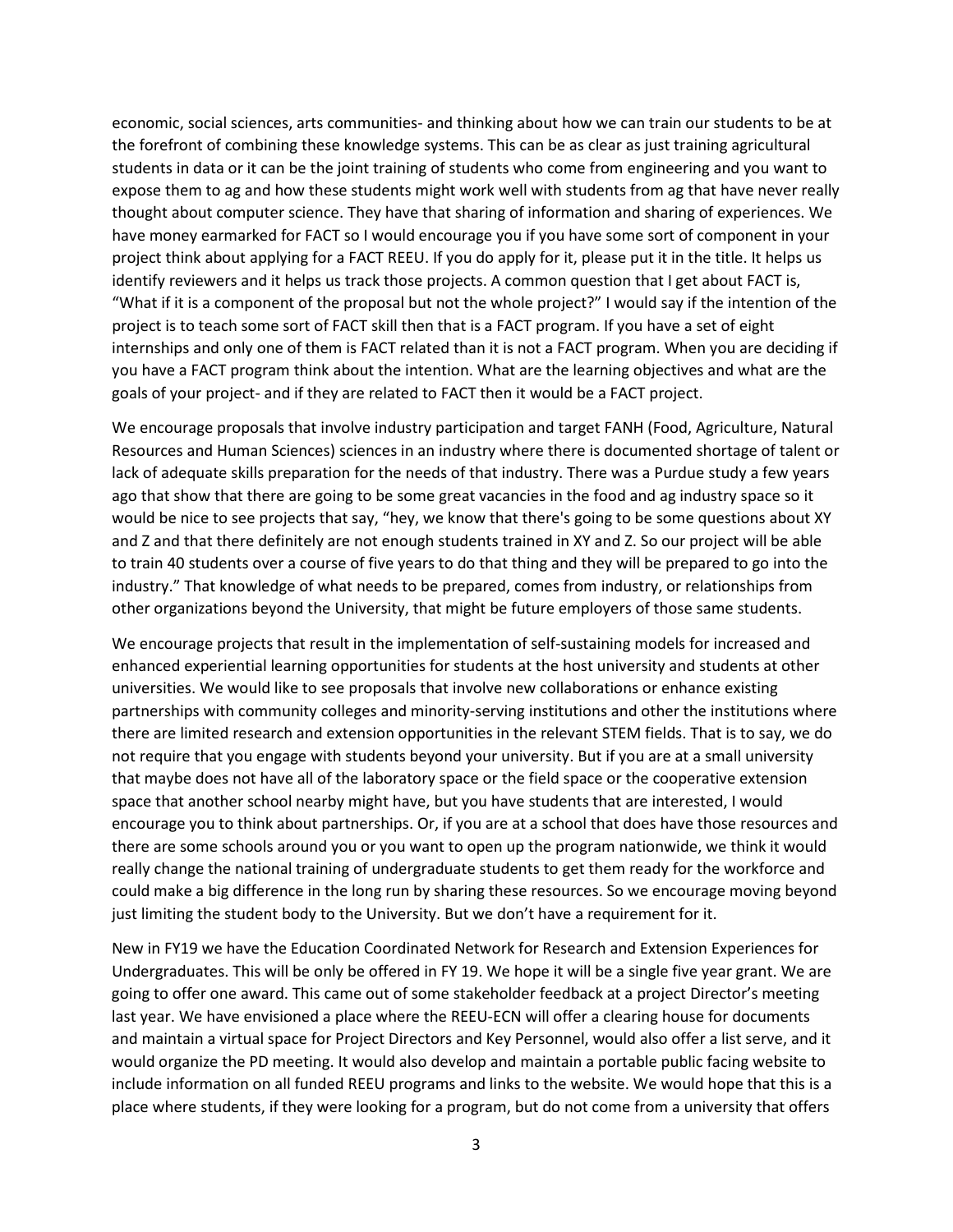economic, social sciences, arts communities- and thinking about how we can train our students to be at the forefront of combining these knowledge systems. This can be as clear as just training agricultural students in data or it can be the joint training of students who come from engineering and you want to expose them to ag and how these students might work well with students from ag that have never really thought about computer science. They have that sharing of information and sharing of experiences. We have money earmarked for FACT so I would encourage you if you have some sort of component in your project think about applying for a FACT REEU. If you do apply for it, please put it in the title. It helps us identify reviewers and it helps us track those projects. A common question that I get about FACT is, "What if it is a component of the proposal but not the whole project?" I would say if the intention of the project is to teach some sort of FACT skill then that is a FACT program. If you have a set of eight internships and only one of them is FACT related than it is not a FACT program. When you are deciding if you have a FACT program think about the intention. What are the learning objectives and what are the goals of your project- and if they are related to FACT then it would be a FACT project.

We encourage proposals that involve industry participation and target FANH (Food, Agriculture, Natural Resources and Human Sciences) sciences in an industry where there is documented shortage of talent or lack of adequate skills preparation for the needs of that industry. There was a Purdue study a few years ago that show that there are going to be some great vacancies in the food and ag industry space so it would be nice to see projects that say, "hey, we know that there's going to be some questions about XY and Z and that there definitely are not enough students trained in XY and Z. So our project will be able to train 40 students over a course of five years to do that thing and they will be prepared to go into the industry." That knowledge of what needs to be prepared, comes from industry, or relationships from other organizations beyond the University, that might be future employers of those same students.

We encourage projects that result in the implementation of self-sustaining models for increased and enhanced experiential learning opportunities for students at the host university and students at other universities. We would like to see proposals that involve new collaborations or enhance existing partnerships with community colleges and minority-serving institutions and other the institutions where there are limited research and extension opportunities in the relevant STEM fields. That is to say, we do not require that you engage with students beyond your university. But if you are at a small university that maybe does not have all of the laboratory space or the field space or the cooperative extension space that another school nearby might have, but you have students that are interested, I would encourage you to think about partnerships. Or, if you are at a school that does have those resources and there are some schools around you or you want to open up the program nationwide, we think it would really change the national training of undergraduate students to get them ready for the workforce and could make a big difference in the long run by sharing these resources. So we encourage moving beyond just limiting the student body to the University. But we don't have a requirement for it.

New in FY19 we have the Education Coordinated Network for Research and Extension Experiences for Undergraduates. This will be only be offered in FY 19. We hope it will be a single five year grant. We are going to offer one award. This came out of some stakeholder feedback at a project Director's meeting last year. We have envisioned a place where the REEU-ECN will offer a clearing house for documents and maintain a virtual space for Project Directors and Key Personnel, would also offer a list serve, and it would organize the PD meeting. It would also develop and maintain a portable public facing website to include information on all funded REEU programs and links to the website. We would hope that this is a place where students, if they were looking for a program, but do not come from a university that offers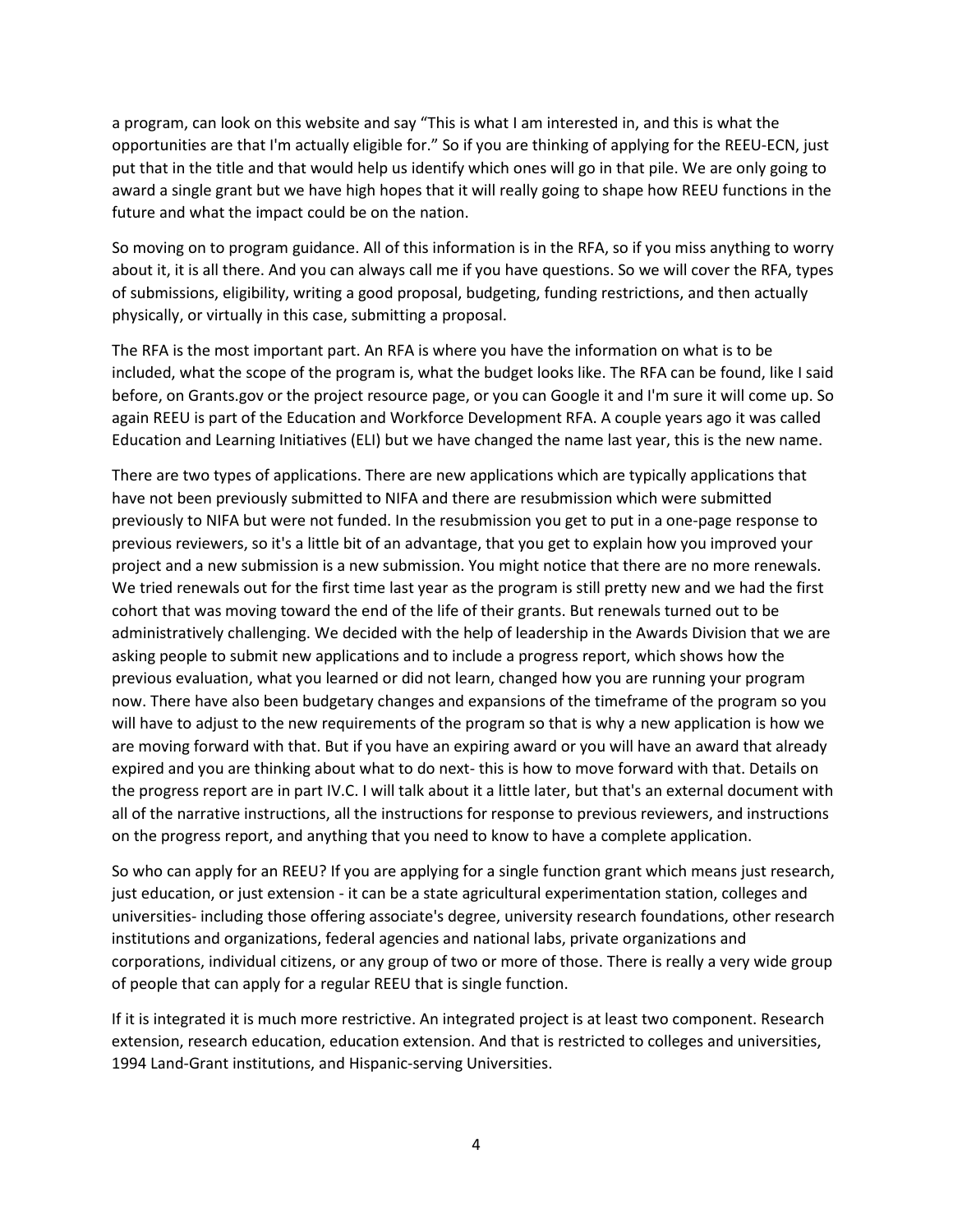a program, can look on this website and say "This is what I am interested in, and this is what the opportunities are that I'm actually eligible for." So if you are thinking of applying for the REEU-ECN, just put that in the title and that would help us identify which ones will go in that pile. We are only going to award a single grant but we have high hopes that it will really going to shape how REEU functions in the future and what the impact could be on the nation.

So moving on to program guidance. All of this information is in the RFA, so if you miss anything to worry about it, it is all there. And you can always call me if you have questions. So we will cover the RFA, types of submissions, eligibility, writing a good proposal, budgeting, funding restrictions, and then actually physically, or virtually in this case, submitting a proposal.

The RFA is the most important part. An RFA is where you have the information on what is to be included, what the scope of the program is, what the budget looks like. The RFA can be found, like I said before, on Grants.gov or the project resource page, or you can Google it and I'm sure it will come up. So again REEU is part of the Education and Workforce Development RFA. A couple years ago it was called Education and Learning Initiatives (ELI) but we have changed the name last year, this is the new name.

There are two types of applications. There are new applications which are typically applications that have not been previously submitted to NIFA and there are resubmission which were submitted previously to NIFA but were not funded. In the resubmission you get to put in a one-page response to previous reviewers, so it's a little bit of an advantage, that you get to explain how you improved your project and a new submission is a new submission. You might notice that there are no more renewals. We tried renewals out for the first time last year as the program is still pretty new and we had the first cohort that was moving toward the end of the life of their grants. But renewals turned out to be administratively challenging. We decided with the help of leadership in the Awards Division that we are asking people to submit new applications and to include a progress report, which shows how the previous evaluation, what you learned or did not learn, changed how you are running your program now. There have also been budgetary changes and expansions of the timeframe of the program so you will have to adjust to the new requirements of the program so that is why a new application is how we are moving forward with that. But if you have an expiring award or you will have an award that already expired and you are thinking about what to do next- this is how to move forward with that. Details on the progress report are in part IV.C. I will talk about it a little later, but that's an external document with all of the narrative instructions, all the instructions for response to previous reviewers, and instructions on the progress report, and anything that you need to know to have a complete application.

So who can apply for an REEU? If you are applying for a single function grant which means just research, just education, or just extension - it can be a state agricultural experimentation station, colleges and universities- including those offering associate's degree, university research foundations, other research institutions and organizations, federal agencies and national labs, private organizations and corporations, individual citizens, or any group of two or more of those. There is really a very wide group of people that can apply for a regular REEU that is single function.

If it is integrated it is much more restrictive. An integrated project is at least two component. Research extension, research education, education extension. And that is restricted to colleges and universities, 1994 Land-Grant institutions, and Hispanic-serving Universities.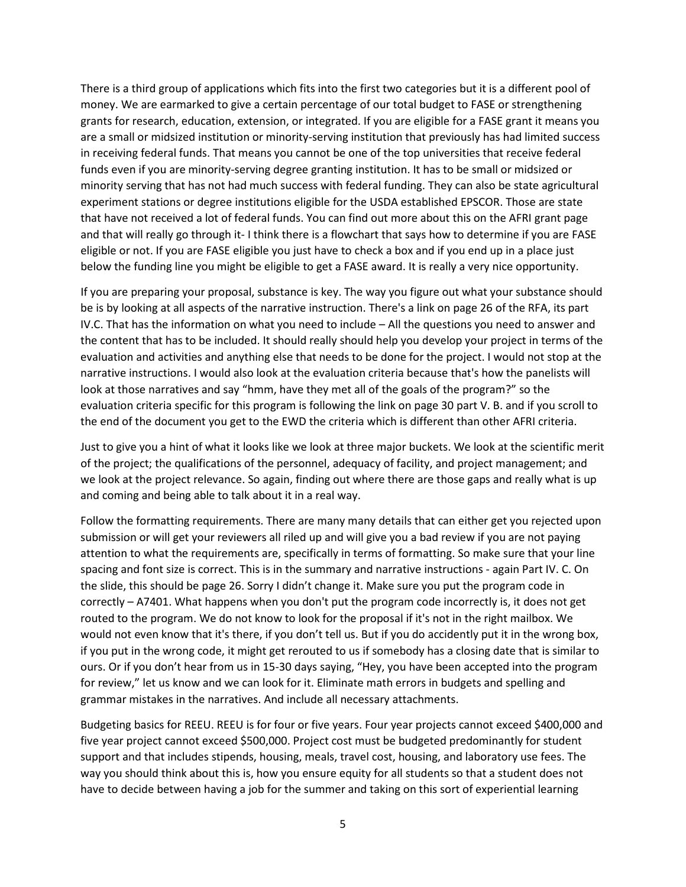There is a third group of applications which fits into the first two categories but it is a different pool of money. We are earmarked to give a certain percentage of our total budget to FASE or strengthening grants for research, education, extension, or integrated. If you are eligible for a FASE grant it means you are a small or midsized institution or minority-serving institution that previously has had limited success in receiving federal funds. That means you cannot be one of the top universities that receive federal funds even if you are minority-serving degree granting institution. It has to be small or midsized or minority serving that has not had much success with federal funding. They can also be state agricultural experiment stations or degree institutions eligible for the USDA established EPSCOR. Those are state that have not received a lot of federal funds. You can find out more about this on the AFRI grant page and that will really go through it- I think there is a flowchart that says how to determine if you are FASE eligible or not. If you are FASE eligible you just have to check a box and if you end up in a place just below the funding line you might be eligible to get a FASE award. It is really a very nice opportunity.

If you are preparing your proposal, substance is key. The way you figure out what your substance should be is by looking at all aspects of the narrative instruction. There's a link on page 26 of the RFA, its part IV.C. That has the information on what you need to include – All the questions you need to answer and the content that has to be included. It should really should help you develop your project in terms of the evaluation and activities and anything else that needs to be done for the project. I would not stop at the narrative instructions. I would also look at the evaluation criteria because that's how the panelists will look at those narratives and say "hmm, have they met all of the goals of the program?" so the evaluation criteria specific for this program is following the link on page 30 part V. B. and if you scroll to the end of the document you get to the EWD the criteria which is different than other AFRI criteria.

Just to give you a hint of what it looks like we look at three major buckets. We look at the scientific merit of the project; the qualifications of the personnel, adequacy of facility, and project management; and we look at the project relevance. So again, finding out where there are those gaps and really what is up and coming and being able to talk about it in a real way.

Follow the formatting requirements. There are many many details that can either get you rejected upon submission or will get your reviewers all riled up and will give you a bad review if you are not paying attention to what the requirements are, specifically in terms of formatting. So make sure that your line spacing and font size is correct. This is in the summary and narrative instructions - again Part IV. C. On the slide, this should be page 26. Sorry I didn't change it. Make sure you put the program code in correctly – A7401. What happens when you don't put the program code incorrectly is, it does not get routed to the program. We do not know to look for the proposal if it's not in the right mailbox. We would not even know that it's there, if you don't tell us. But if you do accidently put it in the wrong box, if you put in the wrong code, it might get rerouted to us if somebody has a closing date that is similar to ours. Or if you don't hear from us in 15-30 days saying, "Hey, you have been accepted into the program for review," let us know and we can look for it. Eliminate math errors in budgets and spelling and grammar mistakes in the narratives. And include all necessary attachments.

Budgeting basics for REEU. REEU is for four or five years. Four year projects cannot exceed $400,000 and five year project cannot exceed $500,000. Project cost must be budgeted predominantly for student support and that includes stipends, housing, meals, travel cost, housing, and laboratory use fees. The way you should think about this is, how you ensure equity for all students so that a student does not have to decide between having a job for the summer and taking on this sort of experiential learning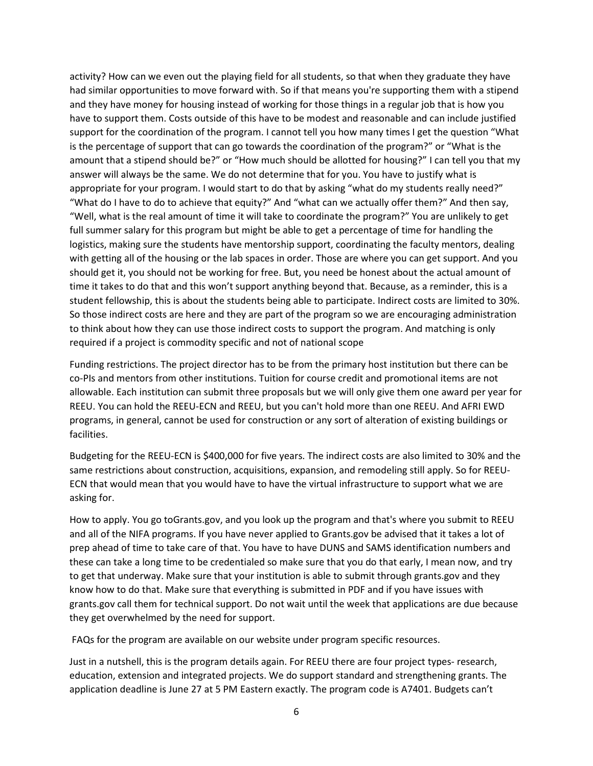activity? How can we even out the playing field for all students, so that when they graduate they have had similar opportunities to move forward with. So if that means you're supporting them with a stipend and they have money for housing instead of working for those things in a regular job that is how you have to support them. Costs outside of this have to be modest and reasonable and can include justified support for the coordination of the program. I cannot tell you how many times I get the question "What is the percentage of support that can go towards the coordination of the program?" or "What is the amount that a stipend should be?" or "How much should be allotted for housing?" I can tell you that my answer will always be the same. We do not determine that for you. You have to justify what is appropriate for your program. I would start to do that by asking "what do my students really need?" "What do I have to do to achieve that equity?" And "what can we actually offer them?" And then say, "Well, what is the real amount of time it will take to coordinate the program?" You are unlikely to get full summer salary for this program but might be able to get a percentage of time for handling the logistics, making sure the students have mentorship support, coordinating the faculty mentors, dealing with getting all of the housing or the lab spaces in order. Those are where you can get support. And you should get it, you should not be working for free. But, you need be honest about the actual amount of time it takes to do that and this won't support anything beyond that. Because, as a reminder, this is a student fellowship, this is about the students being able to participate. Indirect costs are limited to 30%. So those indirect costs are here and they are part of the program so we are encouraging administration to think about how they can use those indirect costs to support the program. And matching is only required if a project is commodity specific and not of national scope

Funding restrictions. The project director has to be from the primary host institution but there can be co-PIs and mentors from other institutions. Tuition for course credit and promotional items are not allowable. Each institution can submit three proposals but we will only give them one award per year for REEU. You can hold the REEU-ECN and REEU, but you can't hold more than one REEU. And AFRI EWD programs, in general, cannot be used for construction or any sort of alteration of existing buildings or facilities.

Budgeting for the REEU-ECN is $400,000 for five years. The indirect costs are also limited to 30% and the same restrictions about construction, acquisitions, expansion, and remodeling still apply. So for REEU-ECN that would mean that you would have to have the virtual infrastructure to support what we are asking for.

How to apply. You go toGrants.gov, and you look up the program and that's where you submit to REEU and all of the NIFA programs. If you have never applied to Grants.gov be advised that it takes a lot of prep ahead of time to take care of that. You have to have DUNS and SAMS identification numbers and these can take a long time to be credentialed so make sure that you do that early, I mean now, and try to get that underway. Make sure that your institution is able to submit through grants.gov and they know how to do that. Make sure that everything is submitted in PDF and if you have issues with grants.gov call them for technical support. Do not wait until the week that applications are due because they get overwhelmed by the need for support.

FAQs for the program are available on our website under program specific resources.

Just in a nutshell, this is the program details again. For REEU there are four project types- research, education, extension and integrated projects. We do support standard and strengthening grants. The application deadline is June 27 at 5 PM Eastern exactly. The program code is A7401. Budgets can't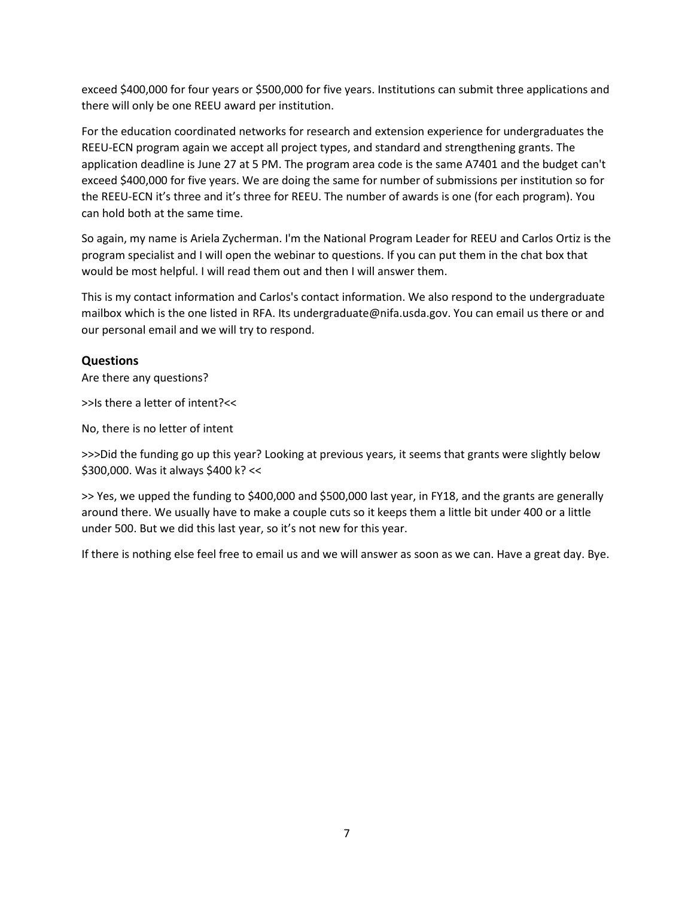exceed $400,000 for four years or $500,000 for five years. Institutions can submit three applications and there will only be one REEU award per institution.

For the education coordinated networks for research and extension experience for undergraduates the REEU-ECN program again we accept all project types, and standard and strengthening grants. The application deadline is June 27 at 5 PM. The program area code is the same A7401 and the budget can't exceed $400,000 for five years. We are doing the same for number of submissions per institution so for the REEU-ECN it's three and it's three for REEU. The number of awards is one (for each program). You can hold both at the same time.

So again, my name is Ariela Zycherman. I'm the National Program Leader for REEU and Carlos Ortiz is the program specialist and I will open the webinar to questions. If you can put them in the chat box that would be most helpful. I will read them out and then I will answer them.

This is my contact information and Carlos's contact information. We also respond to the undergraduate mailbox which is the one listed in RFA. Its undergraduate@nifa.usda.gov. You can email us there or and our personal email and we will try to respond.

### Questions

Are there any questions?

>>Is there a letter of intent?<<

No, there is no letter of intent

>>>Did the funding go up this year? Looking at previous years, it seems that grants were slightly below $300,000. Was it always $400 k? <<

>> Yes, we upped the funding to $400,000 and $500,000 last year, in FY18, and the grants are generally around there. We usually have to make a couple cuts so it keeps them a little bit under 400 or a little under 500. But we did this last year, so it's not new for this year.

If there is nothing else feel free to email us and we will answer as soon as we can. Have a great day. Bye.